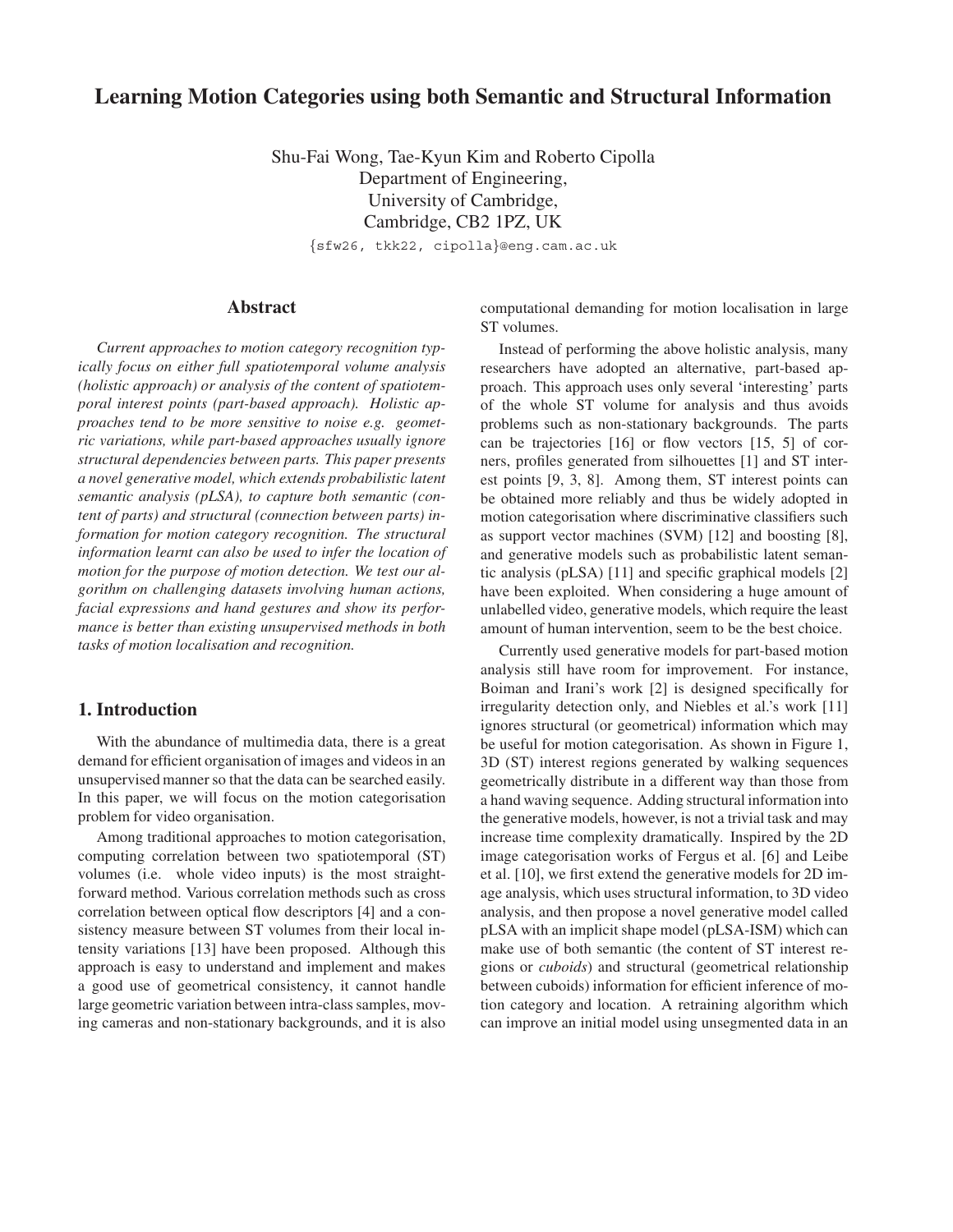# Learning Motion Categories using both Semantic and Structural Information

Shu-Fai Wong, Tae-Kyun Kim and Roberto Cipolla
Department of Engineering,
University of Cambridge,
Cambridge, CB2 1PZ, UK

{sfw26, tkk22, cipolla}@eng.cam.ac.uk

## Abstract

*Current approaches to motion category recognition typically focus on either full spatiotemporal volume analysis (holistic approach) or analysis of the content of spatiotemporal interest points (part-based approach). Holistic approaches tend to be more sensitive to noise e.g. geometric variations, while part-based approaches usually ignore structural dependencies between parts. This paper presents a novel generative model, which extends probabilistic latent semantic analysis (pLSA), to capture both semantic (content of parts) and structural (connection between parts) information for motion category recognition. The structural information learnt can also be used to infer the location of motion for the purpose of motion detection. We test our algorithm on challenging datasets involving human actions, facial expressions and hand gestures and show its performance is better than existing unsupervised methods in both tasks of motion localisation and recognition.*

## 1. Introduction

With the abundance of multimedia data, there is a great demand for efficient organisation of images and videos in an unsupervised manner so that the data can be searched easily. In this paper, we will focus on the motion categorisation problem for video organisation.

Among traditional approaches to motion categorisation, computing correlation between two spatiotemporal (ST) volumes (i.e. whole video inputs) is the most straightforward method. Various correlation methods such as cross correlation between optical flow descriptors [4] and a consistency measure between ST volumes from their local intensity variations [13] have been proposed. Although this approach is easy to understand and implement and makes a good use of geometrical consistency, it cannot handle large geometric variation between intra-class samples, moving cameras and non-stationary backgrounds, and it is also computational demanding for motion localisation in large ST volumes.

Instead of performing the above holistic analysis, many researchers have adopted an alternative, part-based approach. This approach uses only several 'interesting' parts of the whole ST volume for analysis and thus avoids problems such as non-stationary backgrounds. The parts can be trajectories [16] or flow vectors [15, 5] of corners, profiles generated from silhouettes [1] and ST interest points [9, 3, 8]. Among them, ST interest points can be obtained more reliably and thus be widely adopted in motion categorisation where discriminative classifiers such as support vector machines (SVM) [12] and boosting [8], and generative models such as probabilistic latent semantic analysis (pLSA) [11] and specific graphical models [2] have been exploited. When considering a huge amount of unlabelled video, generative models, which require the least amount of human intervention, seem to be the best choice.

Currently used generative models for part-based motion analysis still have room for improvement. For instance, Boiman and Irani's work [2] is designed specifically for irregularity detection only, and Niebles et al.'s work [11] ignores structural (or geometrical) information which may be useful for motion categorisation. As shown in Figure 1, 3D (ST) interest regions generated by walking sequences geometrically distribute in a different way than those from a hand waving sequence. Adding structural information into the generative models, however, is not a trivial task and may increase time complexity dramatically. Inspired by the 2D image categorisation works of Fergus et al. [6] and Leibe et al. [10], we first extend the generative models for 2D image analysis, which uses structural information, to 3D video analysis, and then propose a novel generative model called pLSA with an implicit shape model (pLSA-ISM) which can make use of both semantic (the content of ST interest regions or *cuboids*) and structural (geometrical relationship between cuboids) information for efficient inference of motion category and location. A retraining algorithm which can improve an initial model using unsegmented data in an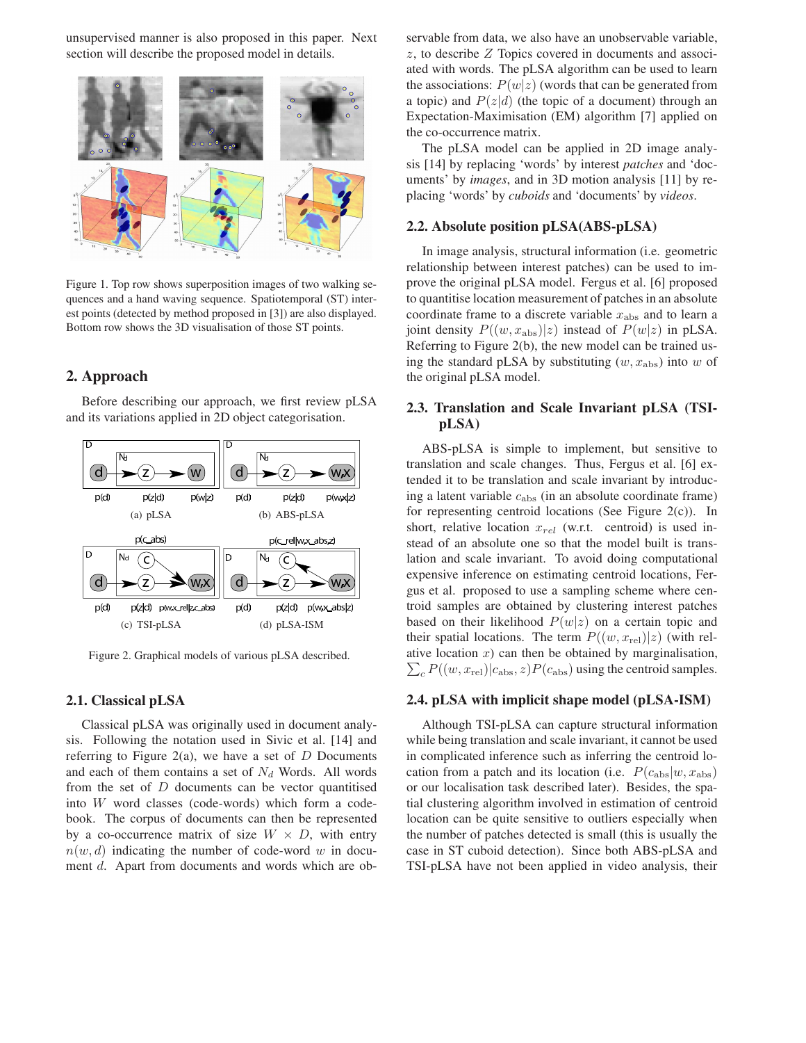unsupervised manner is also proposed in this paper. Next section will describe the proposed model in details.

Figure 1. Top row shows superposition images of two walking sequences and a hand waving sequence. Spatiotemporal (ST) interest points (detected by method proposed in [3]) are also displayed. Bottom row shows the 3D visualisation of those ST points.

## 2. Approach

Before describing our approach, we first review pLSA and its variations applied in 2D object categorisation.

(a) pLSA

(b) ABS-pLSA

(c) TSI-pLSA

(d) pLSA-ISM

Figure 2. Graphical models of various pLSA described.

### 2.1. Classical pLSA

Classical pLSA was originally used in document analysis. Following the notation used in Sivic et al. [14] and referring to Figure 2(a), we have a set of $D$ Documents and each of them contains a set of $N_d$ Words. All words from the set of $D$ documents can be vector quantitised into $W$ word classes (code-words) which form a codebook. The corpus of documents can then be represented by a co-occurrence matrix of size $W \times D$, with entry $n(w, d)$ indicating the number of code-word $w$ in document $d$. Apart from documents and words which are observable from data, we also have an unobservable variable, $z$, to describe $Z$ Topics covered in documents and associated with words. The pLSA algorithm can be used to learn the associations: $P(w|z)$ (words that can be generated from a topic) and $P(z|d)$ (the topic of a document) through an Expectation-Maximisation (EM) algorithm [7] applied on the co-occurrence matrix.

The pLSA model can be applied in 2D image analysis [14] by replacing 'words' by interest *patches* and 'documents' by *images*, and in 3D motion analysis [11] by replacing 'words' by *cuboids* and 'documents' by *videos*.

### 2.2. Absolute position pLSA(ABS-pLSA)

In image analysis, structural information (i.e. geometric relationship between interest patches) can be used to improve the original pLSA model. Fergus et al. [6] proposed to quantitise location measurement of patches in an absolute coordinate frame to a discrete variable $x_{\text{abs}}$ and to learn a joint density $P((w, x_{\text{abs}})|z)$ instead of $P(w|z)$ in pLSA. Referring to Figure 2(b), the new model can be trained using the standard pLSA by substituting $(w, x_{\text{abs}})$ into $w$ of the original pLSA model.

### 2.3. Translation and Scale Invariant pLSA (TSI-pLSA)

ABS-pLSA is simple to implement, but sensitive to translation and scale changes. Thus, Fergus et al. [6] extended it to be translation and scale invariant by introducing a latent variable $c_{\text{abs}}$ (in an absolute coordinate frame) for representing centroid locations (See Figure 2(c)). In short, relative location $x_{rel}$ (w.r.t. centroid) is used instead of an absolute one so that the model built is translation and scale invariant. To avoid doing computational expensive inference on estimating centroid locations, Fergus et al. proposed to use a sampling scheme where centroid samples are obtained by clustering interest patches based on their likelihood $P(w|z)$ on a certain topic and their spatial locations. The term $P((w, x_{\text{rel}})|z)$ (with relative location $x$) can then be obtained by marginalisation, $\sum_c P((w, x_{\text{rel}})|c_{\text{abs}}, z)P(c_{\text{abs}})$ using the centroid samples.

### 2.4. pLSA with implicit shape model (pLSA-ISM)

Although TSI-pLSA can capture structural information while being translation and scale invariant, it cannot be used in complicated inference such as inferring the centroid location from a patch and its location (i.e. $P(c_{\text{abs}}|w, x_{\text{abs}})$ or our localisation task described later). Besides, the spatial clustering algorithm involved in estimation of centroid location can be quite sensitive to outliers especially when the number of patches detected is small (this is usually the case in ST cuboid detection). Since both ABS-pLSA and TSI-pLSA have not been applied in video analysis, their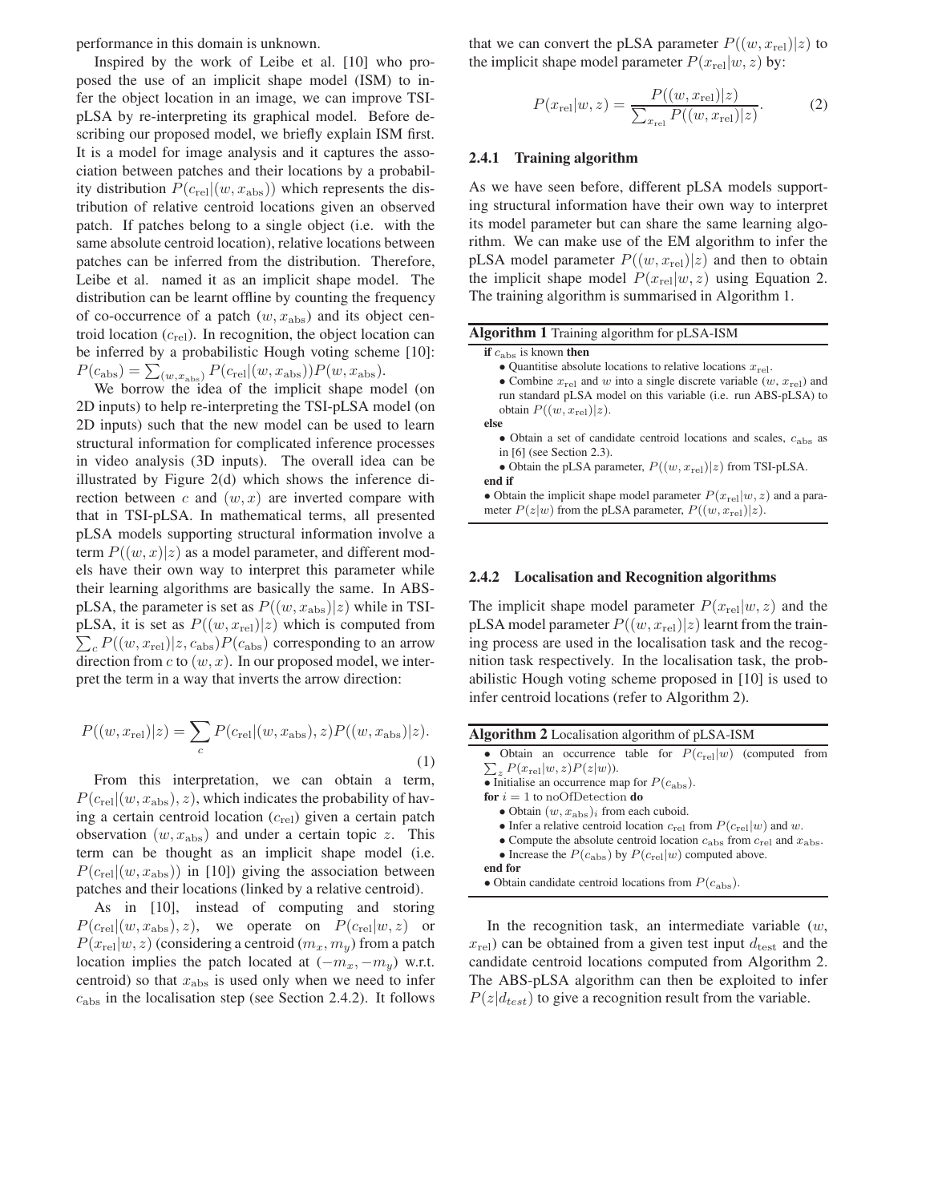performance in this domain is unknown.

Inspired by the work of Leibe et al. [10] who proposed the use of an implicit shape model (ISM) to infer the object location in an image, we can improve TSI-pLSA by re-interpreting its graphical model. Before describing our proposed model, we briefly explain ISM first. It is a model for image analysis and it captures the association between patches and their locations by a probability distribution $P(c_{\text{rel}}|(w, x_{\text{abs}}))$ which represents the distribution of relative centroid locations given an observed patch. If patches belong to a single object (i.e. with the same absolute centroid location), relative locations between patches can be inferred from the distribution. Therefore, Leibe et al. named it as an implicit shape model. The distribution can be learnt offline by counting the frequency of co-occurrence of a patch $(w, x_{\text{abs}})$ and its object centroid location ($c_{\text{rel}}$). In recognition, the object location can be inferred by a probabilistic Hough voting scheme [10]: $P(c_{\text{abs}}) = \sum_{(w,x_{\text{abs}})} P(c_{\text{rel}}|(w, x_{\text{abs}}))P(w, x_{\text{abs}})$.

We borrow the idea of the implicit shape model (on 2D inputs) to help re-interpreting the TSI-pLSA model (on 2D inputs) such that the new model can be used to learn structural information for complicated inference processes in video analysis (3D inputs). The overall idea can be illustrated by Figure 2(d) which shows the inference direction between $c$ and $(w, x)$ are inverted compare with that in TSI-pLSA. In mathematical terms, all presented pLSA models supporting structural information involve a term $P((w, x)|z)$ as a model parameter, and different models have their own way to interpret this parameter while their learning algorithms are basically the same. In ABS-pLSA, the parameter is set as $P((w, x_{\text{abs}})|z)$ while in TSI-pLSA, it is set as $P((w, x_{\text{rel}})|z)$ which is computed from $\sum_c P((w, x_{\text{rel}})|z, c_{\text{abs}})P(c_{\text{abs}})$ corresponding to an arrow direction from $c$ to $(w, x)$. In our proposed model, we interpret the term in a way that inverts the arrow direction:

$$P((w, x_{\text{rel}})|z) = \sum_c P(c_{\text{rel}}|(w, x_{\text{abs}}), z)P((w, x_{\text{abs}})|z). \tag{1}$$

From this interpretation, we can obtain a term, $P(c_{\text{rel}}|(w, x_{\text{abs}}), z)$, which indicates the probability of having a certain centroid location ($c_{\text{rel}}$) given a certain patch observation $(w, x_{\text{abs}})$ and under a certain topic $z$. This term can be thought as an implicit shape model (i.e. $P(c_{\text{rel}}|(w, x_{\text{abs}}))$ in [10]) giving the association between patches and their locations (linked by a relative centroid).

As in [10], instead of computing and storing $P(c_{\text{rel}}|(w, x_{\text{abs}}), z)$, we operate on $P(c_{\text{rel}}|w, z)$ or $P(x_{\text{rel}}|w, z)$ (considering a centroid $(m_x, m_y)$ from a patch location implies the patch located at $(-m_x, -m_y)$ w.r.t. centroid) so that $x_{\text{abs}}$ is used only when we need to infer $c_{\text{abs}}$ in the localisation step (see Section 2.4.2). It follows that we can convert the pLSA parameter $P((w, x_{\text{rel}})|z)$ to the implicit shape model parameter $P(x_{\text{rel}}|w, z)$ by:

$$P(x_{\text{rel}}|w, z) = \frac{P((w, x_{\text{rel}})|z)}{\sum_{x_{\text{rel}}} P((w, x_{\text{rel}})|z)}. \tag{2}$$

### 2.4.1 Training algorithm

As we have seen before, different pLSA models supporting structural information have their own way to interpret its model parameter but can share the same learning algorithm. We can make use of the EM algorithm to infer the pLSA model parameter $P((w, x_{\text{rel}})|z)$ and then to obtain the implicit shape model $P(x_{\text{rel}}|w, z)$ using Equation 2. The training algorithm is summarised in Algorithm 1.

**Algorithm 1** Training algorithm for pLSA-ISM

**if** $c_{\text{abs}}$ is known **then**
- Quantitise absolute locations to relative locations $x_{\text{rel}}$.
- Combine $x_{\text{rel}}$ and $w$ into a single discrete variable $(w, x_{\text{rel}})$ and run standard pLSA model on this variable (i.e. run ABS-pLSA) to obtain $P((w, x_{\text{rel}})|z)$.

**else**
- Obtain a set of candidate centroid locations and scales, $c_{\text{abs}}$ as in [6] (see Section 2.3).
- Obtain the pLSA parameter, $P((w, x_{\text{rel}})|z)$ from TSI-pLSA.

**end if**
- Obtain the implicit shape model parameter $P(x_{\text{rel}}|w, z)$ and a parameter $P(z|w)$ from the pLSA parameter, $P((w, x_{\text{rel}})|z)$.

### 2.4.2 Localisation and Recognition algorithms

The implicit shape model parameter $P(x_{\text{rel}}|w, z)$ and the pLSA model parameter $P((w, x_{\text{rel}})|z)$ learnt from the training process are used in the localisation task and the recognition task respectively. In the localisation task, the probabilistic Hough voting scheme proposed in [10] is used to infer centroid locations (refer to Algorithm 2).

**Algorithm 2** Localisation algorithm of pLSA-ISM

- Obtain an occurrence table for $P(c_{\text{rel}}|w)$ (computed from $\sum_z P(x_{\text{rel}}|w, z)P(z|w)$).
- Initialise an occurrence map for $P(c_{\text{abs}})$.

**for** $i = 1$ to noOfDetection **do**
- Obtain $(w, x_{\text{abs}})_i$ from each cuboid.
- Infer a relative centroid location $c_{\text{rel}}$ from $P(c_{\text{rel}}|w)$ and $w$.
- Compute the absolute centroid location $c_{\text{abs}}$ from $c_{\text{rel}}$ and $x_{\text{abs}}$.
- Increase the $P(c_{\text{abs}})$ by $P(c_{\text{rel}}|w)$ computed above.

**end for**
- Obtain candidate centroid locations from $P(c_{\text{abs}})$.

In the recognition task, an intermediate variable ($w$, $x_{\text{rel}}$) can be obtained from a given test input $d_{\text{test}}$ and the candidate centroid locations computed from Algorithm 2. The ABS-pLSA algorithm can then be exploited to infer $P(z|d_{test})$ to give a recognition result from the variable.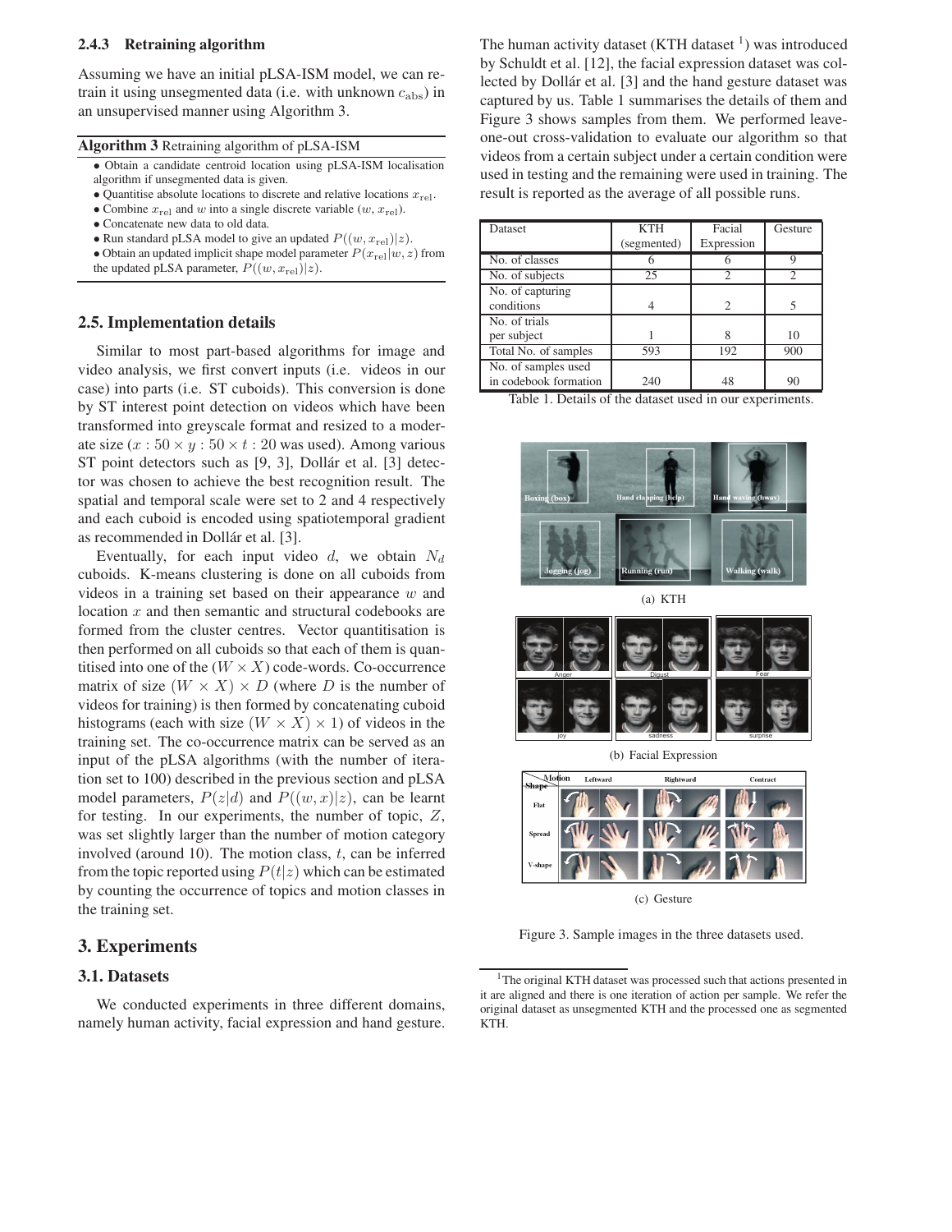### 2.4.3 Retraining algorithm

Assuming we have an initial pLSA-ISM model, we can retrain it using unsegmented data (i.e. with unknown $c_{\text{abs}}$) in an unsupervised manner using Algorithm 3.

**Algorithm 3** Retraining algorithm of pLSA-ISM

- Obtain a candidate centroid location using pLSA-ISM localisation algorithm if unsegmented data is given.
- Quantitise absolute locations to discrete and relative locations $x_{\text{rel}}$.
- Combine $x_{\text{rel}}$ and $w$ into a single discrete variable $(w, x_{\text{rel}})$.
- Concatenate new data to old data.
- Run standard pLSA model to give an updated $P((w, x_{\text{rel}})|z)$.
- Obtain an updated implicit shape model parameter $P(x_{\text{rel}}|w, z)$ from the updated pLSA parameter, $P((w, x_{\text{rel}})|z)$.

## 2.5. Implementation details

Similar to most part-based algorithms for image and video analysis, we first convert inputs (i.e. videos in our case) into parts (i.e. ST cuboids). This conversion is done by ST interest point detection on videos which have been transformed into greyscale format and resized to a moderate size ($x : 50 \times y : 50 \times t : 20$ was used). Among various ST point detectors such as [9, 3], Dollár et al. [3] detector was chosen to achieve the best recognition result. The spatial and temporal scale were set to 2 and 4 respectively and each cuboid is encoded using spatiotemporal gradient as recommended in Dollár et al. [3].

Eventually, for each input video $d$, we obtain $N_d$ cuboids. K-means clustering is done on all cuboids from videos in a training set based on their appearance $w$ and location $x$ and then semantic and structural codebooks are formed from the cluster centres. Vector quantitisation is then performed on all cuboids so that each of them is quantitised into one of the $(W \times X)$ code-words. Co-occurrence matrix of size $(W \times X) \times D$ (where $D$ is the number of videos for training) is then formed by concatenating cuboid histograms (each with size $(W \times X) \times 1$) of videos in the training set. The co-occurrence matrix can be served as an input of the pLSA algorithms (with the number of iteration set to 100) described in the previous section and pLSA model parameters, $P(z|d)$ and $P((w, x)|z)$, can be learnt for testing. In our experiments, the number of topic, $Z$, was set slightly larger than the number of motion category involved (around 10). The motion class, $t$, can be inferred from the topic reported using $P(t|z)$ which can be estimated by counting the occurrence of topics and motion classes in the training set.

# 3. Experiments

## 3.1. Datasets

We conducted experiments in three different domains, namely human activity, facial expression and hand gesture. The human activity dataset (KTH dataset [1]) was introduced by Schuldt et al. [12], the facial expression dataset was collected by Dollár et al. [3] and the hand gesture dataset was captured by us. Table 1 summarises the details of them and Figure 3 shows samples from them. We performed leave-one-out cross-validation to evaluate our algorithm so that videos from a certain subject under a certain condition were used in testing and the remaining were used in training. The result is reported as the average of all possible runs.

| Dataset | KTH (segmented) | Facial Expression | Gesture |
|---|---|---|---|
| No. of classes | 6 | 6 | 9 |
| No. of subjects | 25 | 2 | 2 |
| No. of capturing conditions | 4 | 2 | 5 |
| No. of trials per subject | 1 | 8 | 10 |
| Total No. of samples | 593 | 192 | 900 |
| No. of samples used in codebook formation | 240 | 48 | 90 |

Table 1. Details of the dataset used in our experiments.

(a) KTH

(b) Facial Expression

(c) Gesture

Figure 3. Sample images in the three datasets used.

[1] The original KTH dataset was processed such that actions presented in it are aligned and there is one iteration of action per sample. We refer the original dataset as unsegmented KTH and the processed one as segmented KTH.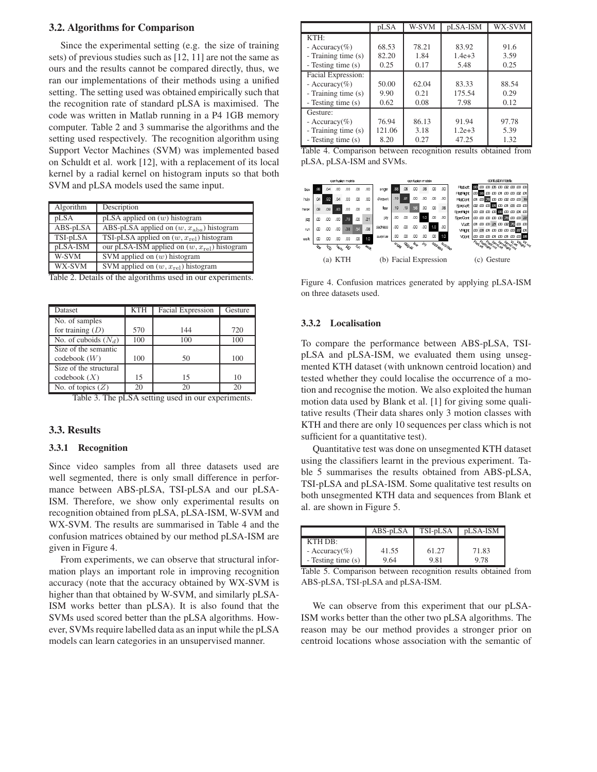### 3.2. Algorithms for Comparison

Since the experimental setting (e.g. the size of training sets) of previous studies such as [12, 11] are not the same as ours and the results cannot be compared directly, thus, we ran our implementations of their methods using a unified setting. The setting used was obtained empirically such that the recognition rate of standard pLSA is maximised. The code was written in Matlab running in a P4 1GB memory computer. Table 2 and 3 summarise the algorithms and the setting used respectively. The recognition algorithm using Support Vector Machines (SVM) was implemented based on Schuldt et al. work [12], with a replacement of its local kernel by a radial kernel on histogram inputs so that both SVM and pLSA models used the same input.

| Algorithm | Description |
|---|---|
| pLSA | pLSA applied on $(w)$ histogram |
| ABS-pLSA | ABS-pLSA applied on $(w, x_{\text{abs}})$ histogram |
| TSI-pLSA | TSI-pLSA applied on $(w, x_{\text{rel}})$ histogram |
| pLSA-ISM | our pLSA-ISM applied on $(w, x_{\text{rel}})$ histogram |
| W-SVM | SVM applied on $(w)$ histogram |
| WX-SVM | SVM applied on $(w, x_{\text{rel}})$ histogram |

Table 2. Details of the algorithms used in our experiments.

| Dataset | KTH | Facial Expression | Gesture |
|---|---|---|---|
| No. of samples for training $(D)$ | 570 | 144 | 720 |
| No. of cuboids $(N_d)$ | 100 | 100 | 100 |
| Size of the semantic codebook $(W)$ | 100 | 50 | 100 |
| Size of the structural codebook $(X)$ | 15 | 15 | 10 |
| No. of topics $(Z)$ | 20 | 20 | 20 |

Table 3. The pLSA setting used in our experiments.

### 3.3. Results

#### 3.3.1 Recognition

Since video samples from all three datasets used are well segmented, there is only small difference in performance between ABS-pLSA, TSI-pLSA and our pLSA-ISM. Therefore, we show only experimental results on recognition obtained from pLSA, pLSA-ISM, W-SVM and WX-SVM. The results are summarised in Table 4 and the confusion matrices obtained by our method pLSA-ISM are given in Figure 4.

From experiments, we can observe that structural information plays an important role in improving recognition accuracy (note that the accuracy obtained by WX-SVM is higher than that obtained by W-SVM, and similarly pLSA-ISM works better than pLSA). It is also found that the SVMs used scored better than the pLSA algorithms. However, SVMs require labelled data as an input while the pLSA models can learn categories in an unsupervised manner.

| | pLSA | W-SVM | pLSA-ISM | WX-SVM |
|---|---|---|---|---|
| KTH: | | | | |
| - Accuracy(%) | 68.53 | 78.21 | 83.92 | 91.6 |
| - Training time (s) | 82.20 | 1.84 | 1.4e+3 | 3.59 |
| - Testing time (s) | 0.25 | 0.17 | 5.48 | 0.25 |
| Facial Expression: | | | | |
| - Accuracy(%) | 50.00 | 62.04 | 83.33 | 88.54 |
| - Training time (s) | 9.90 | 0.21 | 175.54 | 0.29 |
| - Testing time (s) | 0.62 | 0.08 | 7.98 | 0.12 |
| Gesture: | | | | |
| - Accuracy(%) | 76.94 | 86.13 | 91.94 | 97.78 |
| - Training time (s) | 121.06 | 3.18 | 1.2e+3 | 5.39 |
| - Testing time (s) | 8.20 | 0.27 | 47.25 | 1.32 |

Table 4. Comparison between recognition results obtained from pLSA, pLSA-ISM and SVMs.

(a) KTH (b) Facial Expression (c) Gesture

Figure 4. Confusion matrices generated by applying pLSA-ISM on three datasets used.

#### 3.3.2 Localisation

To compare the performance between ABS-pLSA, TSI-pLSA and pLSA-ISM, we evaluated them using unsegmented KTH dataset (with unknown centroid location) and tested whether they could localise the occurrence of a motion and recognise the motion. We also exploited the human motion data used by Blank et al. [1] for giving some qualitative results (Their data shares only 3 motion classes with KTH and there are only 10 sequences per class which is not sufficient for a quantitative test).

Quantitative test was done on unsegmented KTH dataset using the classifiers learnt in the previous experiment. Table 5 summarises the results obtained from ABS-pLSA, TSI-pLSA and pLSA-ISM. Some qualitative test results on both unsegmented KTH data and sequences from Blank et al. are shown in Figure 5.

| | ABS-pLSA | TSI-pLSA | pLSA-ISM |
|---|---|---|---|
| KTH DB: | | | |
| - Accuracy(%) | 41.55 | 61.27 | 71.83 |
| - Testing time (s) | 9.64 | 9.81 | 9.78 |

Table 5. Comparison between recognition results obtained from ABS-pLSA, TSI-pLSA and pLSA-ISM.

We can observe from this experiment that our pLSA-ISM works better than the other two pLSA algorithms. The reason may be our method provides a stronger prior on centroid locations whose association with the semantic of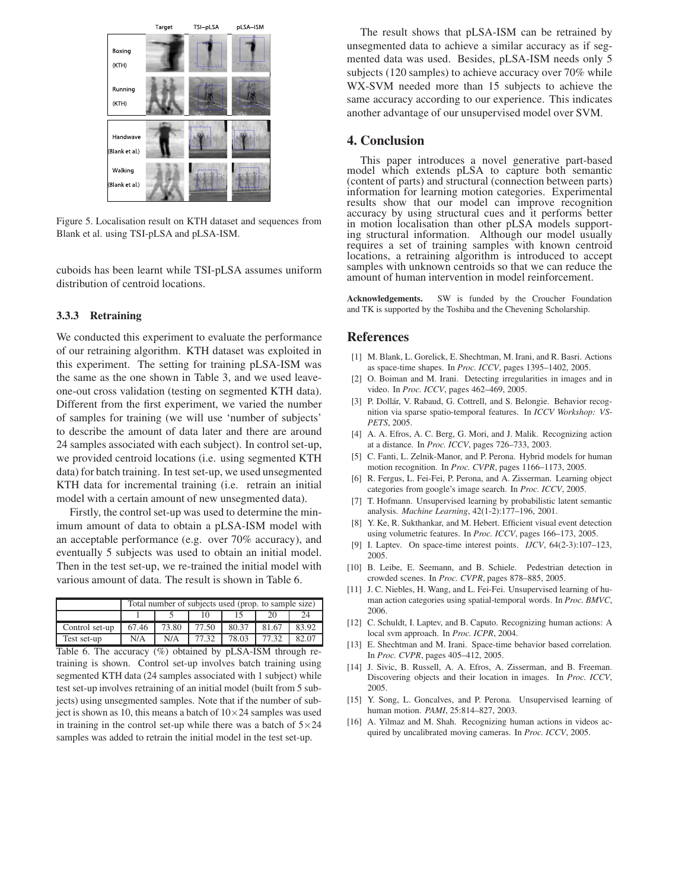Target TSI–pLSA pLSA–ISM

Boxing (KTH)

Running (KTH)

Handwave (Blank et al.)

Walking (Blank et al.)

Figure 5. Localisation result on KTH dataset and sequences from Blank et al. using TSI-pLSA and pLSA-ISM.

cuboids has been learnt while TSI-pLSA assumes uniform distribution of centroid locations.

#### 3.3.3 Retraining

We conducted this experiment to evaluate the performance of our retraining algorithm. KTH dataset was exploited in this experiment. The setting for training pLSA-ISM was the same as the one shown in Table 3, and we used leave-one-out cross validation (testing on segmented KTH data). Different from the first experiment, we varied the number of samples for training (we will use 'number of subjects' to describe the amount of data later and there are around 24 samples associated with each subject). In control set-up, we provided centroid locations (i.e. using segmented KTH data) for batch training. In test set-up, we used unsegmented KTH data for incremental training (i.e. retrain an initial model with a certain amount of new unsegmented data).

Firstly, the control set-up was used to determine the minimum amount of data to obtain a pLSA-ISM model with an acceptable performance (e.g. over 70% accuracy), and eventually 5 subjects was used to obtain an initial model. Then in the test set-up, we re-trained the initial model with various amount of data. The result is shown in Table 6.

| | Total number of subjects used (prop. to sample size) | | | | | |
|---|---|---|---|---|---|---|
| | 1 | 5 | 10 | 15 | 20 | 24 |
| Control set-up | 67.46 | 73.80 | 77.50 | 80.37 | 81.67 | 83.92 |
| Test set-up | N/A | N/A | 77.32 | 78.03 | 77.32 | 82.07 |

Table 6. The accuracy (%) obtained by pLSA-ISM through retraining is shown. Control set-up involves batch training using segmented KTH data (24 samples associated with 1 subject) while test set-up involves retraining of an initial model (built from 5 subjects) using unsegmented samples. Note that if the number of subject is shown as 10, this means a batch of $10 \times 24$ samples was used in training in the control set-up while there was a batch of $5 \times 24$ samples was added to retrain the initial model in the test set-up.

The result shows that pLSA-ISM can be retrained by unsegmented data to achieve a similar accuracy as if segmented data was used. Besides, pLSA-ISM needs only 5 subjects (120 samples) to achieve accuracy over 70% while WX-SVM needed more than 15 subjects to achieve the same accuracy according to our experience. This indicates another advantage of our unsupervised model over SVM.

## 4. Conclusion

This paper introduces a novel generative part-based model which extends pLSA to capture both semantic (content of parts) and structural (connection between parts) information for learning motion categories. Experimental results show that our model can improve recognition accuracy by using structural cues and it performs better in motion localisation than other pLSA models supporting structural information. Although our model usually requires a set of training samples with known centroid locations, a retraining algorithm is introduced to accept samples with unknown centroids so that we can reduce the amount of human intervention in model reinforcement.

**Acknowledgements.** SW is funded by the Croucher Foundation and TK is supported by the Toshiba and the Chevening Scholarship.

## References

[1] M. Blank, L. Gorelick, E. Shechtman, M. Irani, and R. Basri. Actions as space-time shapes. In *Proc. ICCV*, pages 1395–1402, 2005.

[2] O. Boiman and M. Irani. Detecting irregularities in images and in video. In *Proc. ICCV*, pages 462–469, 2005.

[3] P. Dollár, V. Rabaud, G. Cottrell, and S. Belongie. Behavior recognition via sparse spatio-temporal features. In *ICCV Workshop: VS-PETS*, 2005.

[4] A. A. Efros, A. C. Berg, G. Mori, and J. Malik. Recognizing action at a distance. In *Proc. ICCV*, pages 726–733, 2003.

[5] C. Fanti, L. Zelnik-Manor, and P. Perona. Hybrid models for human motion recognition. In *Proc. CVPR*, pages 1166–1173, 2005.

[6] R. Fergus, L. Fei-Fei, P. Perona, and A. Zisserman. Learning object categories from google's image search. In *Proc. ICCV*, 2005.

[7] T. Hofmann. Unsupervised learning by probabilistic latent semantic analysis. *Machine Learning*, 42(1-2):177–196, 2001.

[8] Y. Ke, R. Sukthankar, and M. Hebert. Efficient visual event detection using volumetric features. In *Proc. ICCV*, pages 166–173, 2005.

[9] I. Laptev. On space-time interest points. *IJCV*, 64(2-3):107–123, 2005.

[10] B. Leibe, E. Seemann, and B. Schiele. Pedestrian detection in crowded scenes. In *Proc. CVPR*, pages 878–885, 2005.

[11] J. C. Niebles, H. Wang, and L. Fei-Fei. Unsupervised learning of human action categories using spatial-temporal words. In *Proc. BMVC*, 2006.

[12] C. Schuldt, I. Laptev, and B. Caputo. Recognizing human actions: A local svm approach. In *Proc. ICPR*, 2004.

[13] E. Shechtman and M. Irani. Space-time behavior based correlation. In *Proc. CVPR*, pages 405–412, 2005.

[14] J. Sivic, B. Russell, A. A. Efros, A. Zisserman, and B. Freeman. Discovering objects and their location in images. In *Proc. ICCV*, 2005.

[15] Y. Song, L. Goncalves, and P. Perona. Unsupervised learning of human motion. *PAMI*, 25:814–827, 2003.

[16] A. Yilmaz and M. Shah. Recognizing human actions in videos acquired by uncalibrated moving cameras. In *Proc. ICCV*, 2005.